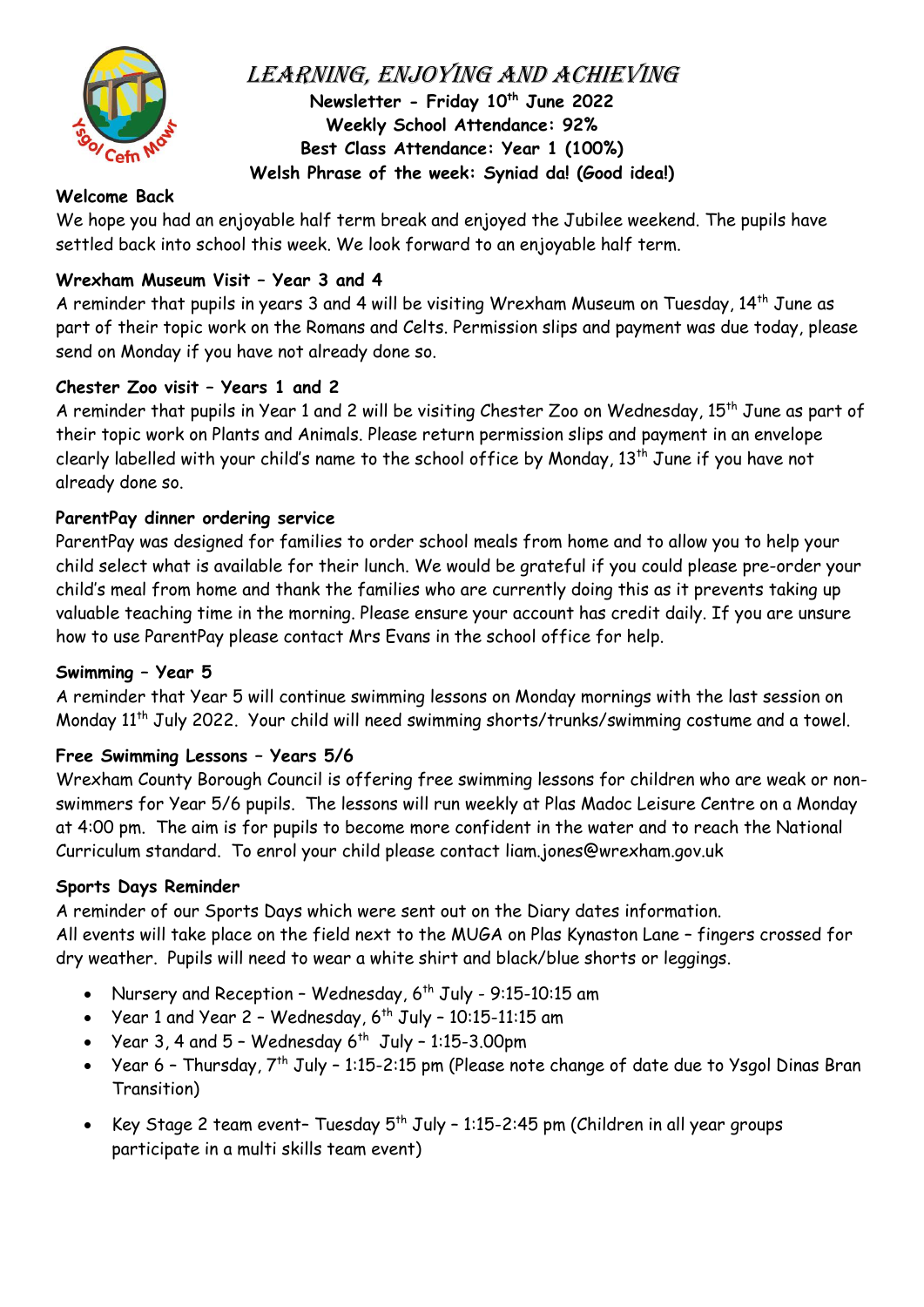# LEARNING, ENJOYING AND ACHIEVING

**Newsletter - Friday 10th June 2022**
**Weekly School Attendance: 92%**
**Best Class Attendance: Year 1 (100%)**
**Welsh Phrase of the week: Syniad da! (Good idea!)**

### Welcome Back

We hope you had an enjoyable half term break and enjoyed the Jubilee weekend. The pupils have settled back into school this week. We look forward to an enjoyable half term.

### Wrexham Museum Visit – Year 3 and 4

A reminder that pupils in years 3 and 4 will be visiting Wrexham Museum on Tuesday, 14th June as part of their topic work on the Romans and Celts. Permission slips and payment was due today, please send on Monday if you have not already done so.

### Chester Zoo visit – Years 1 and 2

A reminder that pupils in Year 1 and 2 will be visiting Chester Zoo on Wednesday, 15th June as part of their topic work on Plants and Animals. Please return permission slips and payment in an envelope clearly labelled with your child's name to the school office by Monday, 13th June if you have not already done so.

### ParentPay dinner ordering service

ParentPay was designed for families to order school meals from home and to allow you to help your child select what is available for their lunch. We would be grateful if you could please pre-order your child's meal from home and thank the families who are currently doing this as it prevents taking up valuable teaching time in the morning. Please ensure your account has credit daily. If you are unsure how to use ParentPay please contact Mrs Evans in the school office for help.

### Swimming – Year 5

A reminder that Year 5 will continue swimming lessons on Monday mornings with the last session on Monday 11th July 2022. Your child will need swimming shorts/trunks/swimming costume and a towel.

### Free Swimming Lessons – Years 5/6

Wrexham County Borough Council is offering free swimming lessons for children who are weak or non-swimmers for Year 5/6 pupils. The lessons will run weekly at Plas Madoc Leisure Centre on a Monday at 4:00 pm. The aim is for pupils to become more confident in the water and to reach the National Curriculum standard. To enrol your child please contact liam.jones@wrexham.gov.uk

### Sports Days Reminder

A reminder of our Sports Days which were sent out on the Diary dates information.
All events will take place on the field next to the MUGA on Plas Kynaston Lane – fingers crossed for dry weather. Pupils will need to wear a white shirt and black/blue shorts or leggings.

- Nursery and Reception – Wednesday, 6th July - 9:15-10:15 am
- Year 1 and Year 2 – Wednesday, 6th July – 10:15-11:15 am
- Year 3, 4 and 5 – Wednesday 6th July – 1:15-3.00pm
- Year 6 – Thursday, 7th July – 1:15-2:15 pm (Please note change of date due to Ysgol Dinas Bran Transition)
- Key Stage 2 team event– Tuesday 5th July – 1:15-2:45 pm (Children in all year groups participate in a multi skills team event)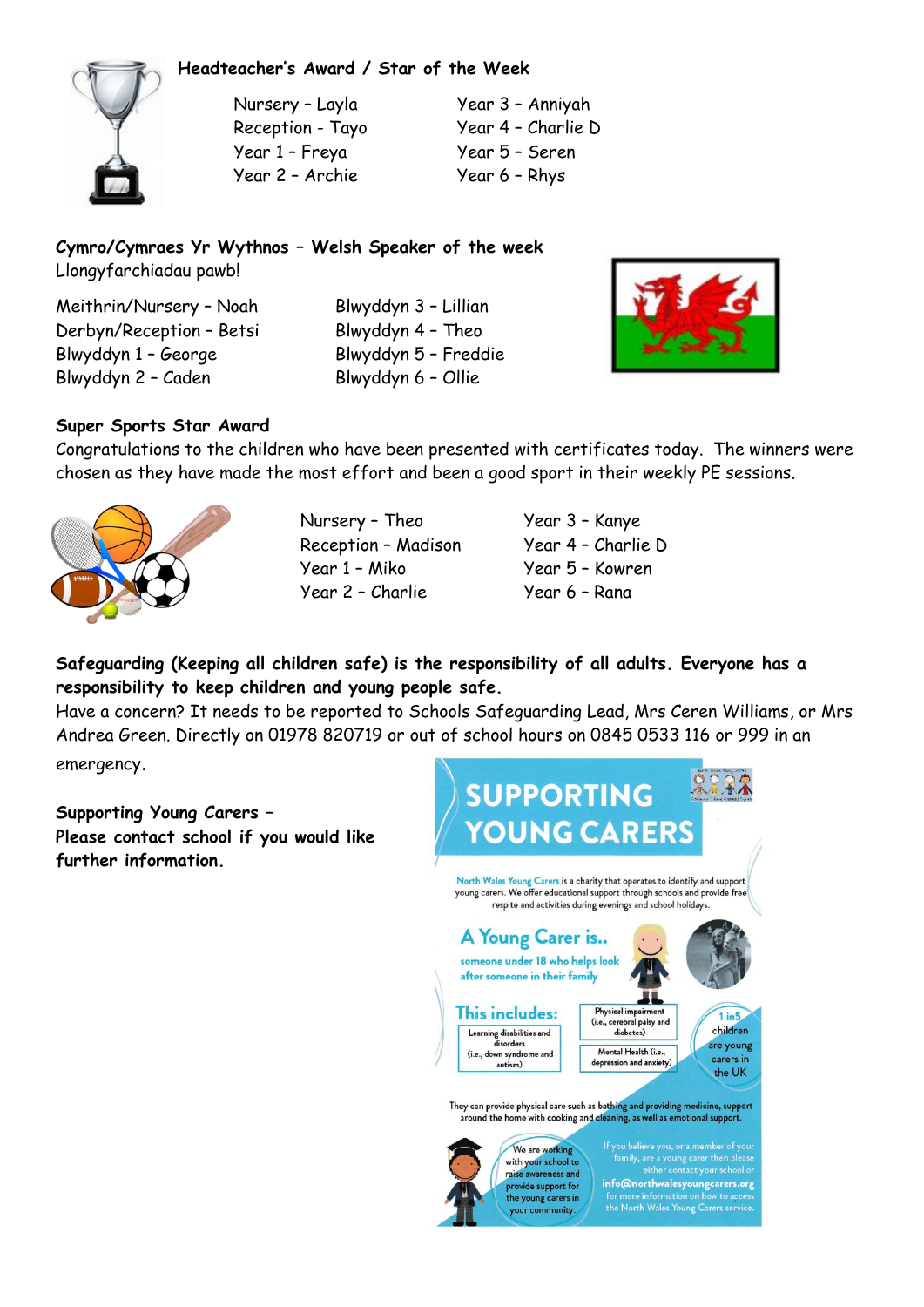### Headteacher's Award / Star of the Week

Nursery – Layla
Reception - Tayo
Year 1 – Freya
Year 2 – Archie
Year 3 – Anniyah
Year 4 – Charlie D
Year 5 – Seren
Year 6 – Rhys

### Cymro/Cymraes Yr Wythnos – Welsh Speaker of the week

Llongyfarchiadau pawb!

Meithrin/Nursery – Noah
Derbyn/Reception – Betsi
Blwyddyn 1 – George
Blwyddyn 2 – Caden
Blwyddyn 3 – Lillian
Blwyddyn 4 – Theo
Blwyddyn 5 – Freddie
Blwyddyn 6 – Ollie

### Super Sports Star Award

Congratulations to the children who have been presented with certificates today. The winners were chosen as they have made the most effort and been a good sport in their weekly PE sessions.

Nursery – Theo
Reception – Madison
Year 1 – Miko
Year 2 – Charlie
Year 3 – Kanye
Year 4 – Charlie D
Year 5 – Kowren
Year 6 – Rana

**Safeguarding (Keeping all children safe) is the responsibility of all adults. Everyone has a responsibility to keep children and young people safe.**

Have a concern? It needs to be reported to Schools Safeguarding Lead, Mrs Ceren Williams, or Mrs Andrea Green. Directly on 01978 820719 or out of school hours on 0845 0533 116 or 999 in an emergency.

**Supporting Young Carers – Please contact school if you would like further information.**

## SUPPORTING YOUNG CARERS

North Wales Young Carers is a charity that operates to identify and support young carers. We offer educational support through schools and provide free respite and activities during evenings and school holidays.

**A Young Carer is..**

someone under 18 who helps look after someone in their family

**This includes:**

- Learning disabilities and disorders (i.e., down syndrome and autism)
- Physical impairment (i.e., cerebral palsy and diabetes)
- Mental Health (i.e., depression and anxiety)

1 in 5 children are young carers in the UK

They can provide physical care such as bathing and providing medicine, support around the home with cooking and cleaning, as well as emotional support.

We are working with your school to raise awareness and provide support for the young carers in your community.

If you believe you, or a member of your family, are a young carer then please either contact your school or info@northwalesyoungcarers.org for more information on how to access the North Wales Young Carers service.